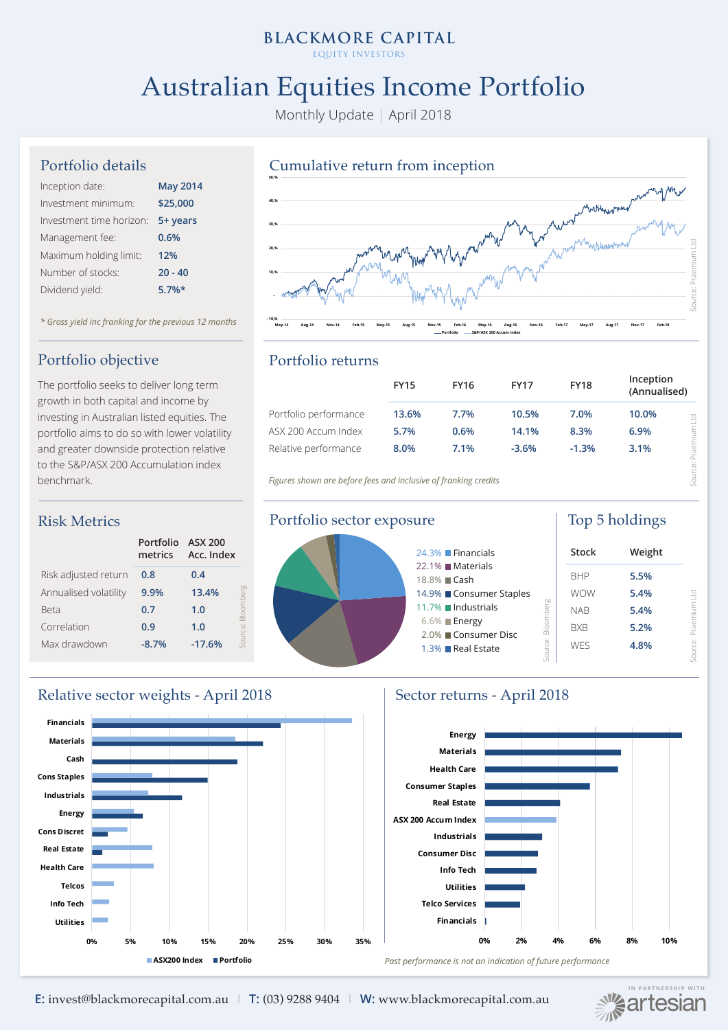# BLACKMORE CAPITAL

EQUITY INVESTORS

# Australian Equities Income Portfolio

Monthly Update | April 2018

## Portfolio details

| | |
|---|---|
| Inception date: | May 2014 |
| Investment minimum: | $25,000 |
| Investment time horizon: | 5+ years |
| Management fee: | 0.6% |
| Maximum holding limit: | 12% |
| Number of stocks: | 20 - 40 |
| Dividend yield: | 5.7%* |

*\* Gross yield inc franking for the previous 12 months*

## Portfolio objective

The portfolio seeks to deliver long term growth in both capital and income by investing in Australian listed equities. The portfolio aims to do so with lower volatility and greater downside protection relative to the S&P/ASX 200 Accumulation index benchmark.

## Risk Metrics

| | Portfolio metrics | ASX 200 Acc. Index |
|---|---|---|
| Risk adjusted return | 0.8 | 0.4 |
| Annualised volatility | 9.9% | 13.4% |
| Beta | 0.7 | 1.0 |
| Correlation | 0.9 | 1.0 |
| Max drawdown | -8.7% | -17.6% |

Source: Bloomberg

## Cumulative return from inception

Source: Praemium Ltd

## Portfolio returns

| | FY15 | FY16 | FY17 | FY18 | Inception (Annualised) |
|---|---|---|---|---|---|
| Portfolio performance | 13.6% | 7.7% | 10.5% | 7.0% | 10.0% |
| ASX 200 Accum Index | 5.7% | 0.6% | 14.1% | 8.3% | 6.9% |
| Relative performance | 8.0% | 7.1% | -3.6% | -1.3% | 3.1% |

*Figures shown are before fees and inclusive of franking credits*

Source: Praemium Ltd

## Portfolio sector exposure

| Weight | Sector |
|---|---|
| 24.3% | Financials |
| 22.1% | Materials |
| 18.8% | Cash |
| 14.9% | Consumer Staples |
| 11.7% | Industrials |
| 6.6% | Energy |
| 2.0% | Consumer Disc |
| 1.3% | Real Estate |

Source: Bloomberg

## Top 5 holdings

| Stock | Weight |
|---|---|
| BHP | 5.5% |
| WOW | 5.4% |
| NAB | 5.4% |
| BXB | 5.2% |
| WES | 4.8% |

Source: Praemium Ltd

## Relative sector weights - April 2018

## Sector returns - April 2018

*Past performance is not an indication of future performance*

**E:** invest@blackmorecapital.com.au | **T:** (03) 9288 9404 | **W:** www.blackmorecapital.com.au

IN PARTNERSHIP WITH artesian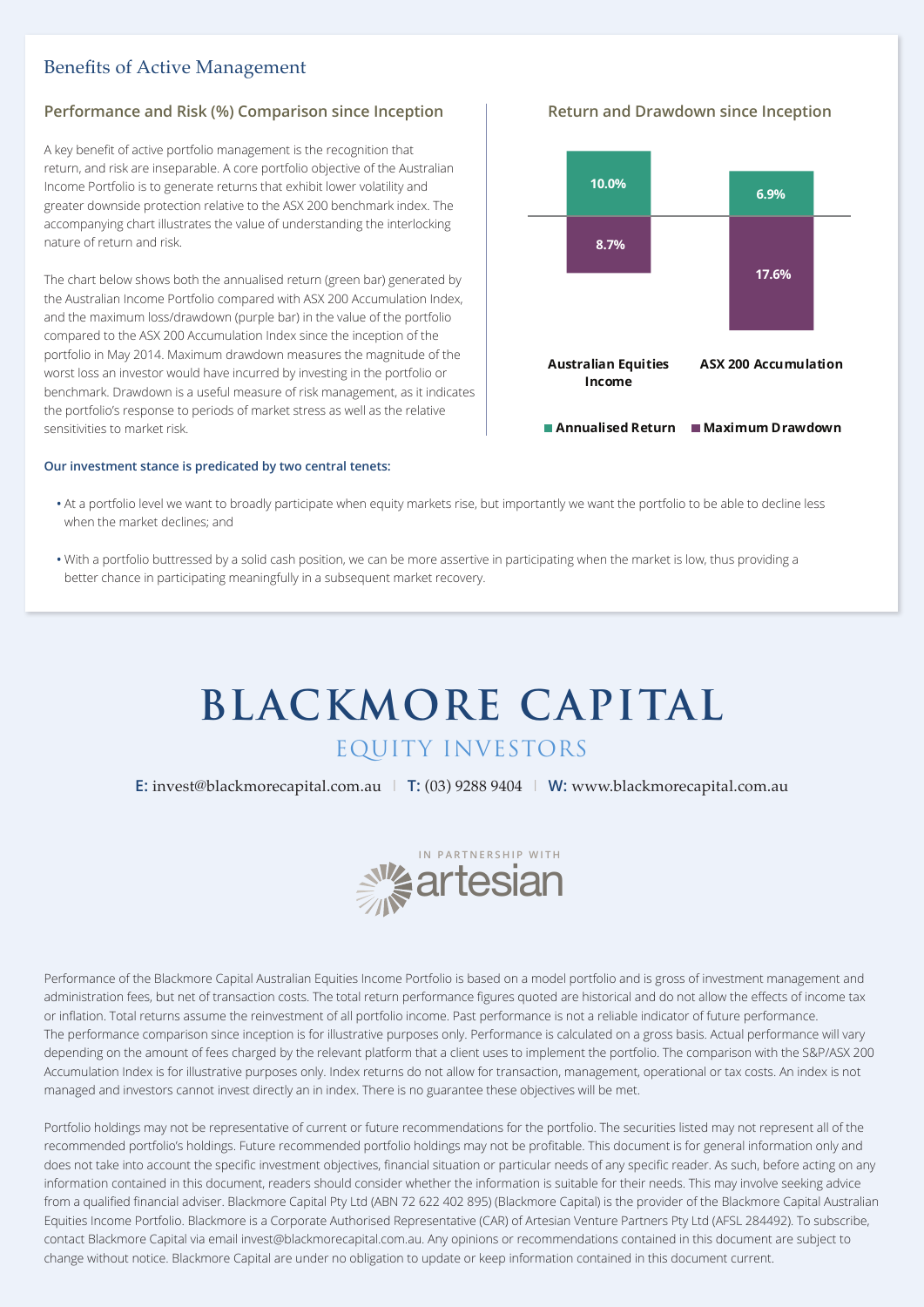## Benefits of Active Management

### Performance and Risk (%) Comparison since Inception

A key benefit of active portfolio management is the recognition that return, and risk are inseparable. A core portfolio objective of the Australian Income Portfolio is to generate returns that exhibit lower volatility and greater downside protection relative to the ASX 200 benchmark index. The accompanying chart illustrates the value of understanding the interlocking nature of return and risk.

The chart below shows both the annualised return (green bar) generated by the Australian Income Portfolio compared with ASX 200 Accumulation Index, and the maximum loss/drawdown (purple bar) in the value of the portfolio compared to the ASX 200 Accumulation Index since the inception of the portfolio in May 2014. Maximum drawdown measures the magnitude of the worst loss an investor would have incurred by investing in the portfolio or benchmark. Drawdown is a useful measure of risk management, as it indicates the portfolio's response to periods of market stress as well as the relative sensitivities to market risk.

### Return and Drawdown since Inception

10.0%
8.7%
6.9%
17.6%

Australian Equities Income
ASX 200 Accumulation

Annualised Return
Maximum Drawdown

**Our investment stance is predicated by two central tenets:**

- At a portfolio level we want to broadly participate when equity markets rise, but importantly we want the portfolio to be able to decline less when the market declines; and
- With a portfolio buttressed by a solid cash position, we can be more assertive in participating when the market is low, thus providing a better chance in participating meaningfully in a subsequent market recovery.

# BLACKMORE CAPITAL

EQUITY INVESTORS

**E:** invest@blackmorecapital.com.au | **T:** (03) 9288 9404 | **W:** www.blackmorecapital.com.au

IN PARTNERSHIP WITH artesian

Performance of the Blackmore Capital Australian Equities Income Portfolio is based on a model portfolio and is gross of investment management and administration fees, but net of transaction costs. The total return performance figures quoted are historical and do not allow the effects of income tax or inflation. Total returns assume the reinvestment of all portfolio income. Past performance is not a reliable indicator of future performance. The performance comparison since inception is for illustrative purposes only. Performance is calculated on a gross basis. Actual performance will vary depending on the amount of fees charged by the relevant platform that a client uses to implement the portfolio. The comparison with the S&P/ASX 200 Accumulation Index is for illustrative purposes only. Index returns do not allow for transaction, management, operational or tax costs. An index is not managed and investors cannot invest directly an in index. There is no guarantee these objectives will be met.

Portfolio holdings may not be representative of current or future recommendations for the portfolio. The securities listed may not represent all of the recommended portfolio's holdings. Future recommended portfolio holdings may not be profitable. This document is for general information only and does not take into account the specific investment objectives, financial situation or particular needs of any specific reader. As such, before acting on any information contained in this document, readers should consider whether the information is suitable for their needs. This may involve seeking advice from a qualified financial adviser. Blackmore Capital Pty Ltd (ABN 72 622 402 895) (Blackmore Capital) is the provider of the Blackmore Capital Australian Equities Income Portfolio. Blackmore is a Corporate Authorised Representative (CAR) of Artesian Venture Partners Pty Ltd (AFSL 284492). To subscribe, contact Blackmore Capital via email invest@blackmorecapital.com.au. Any opinions or recommendations contained in this document are subject to change without notice. Blackmore Capital are under no obligation to update or keep information contained in this document current.